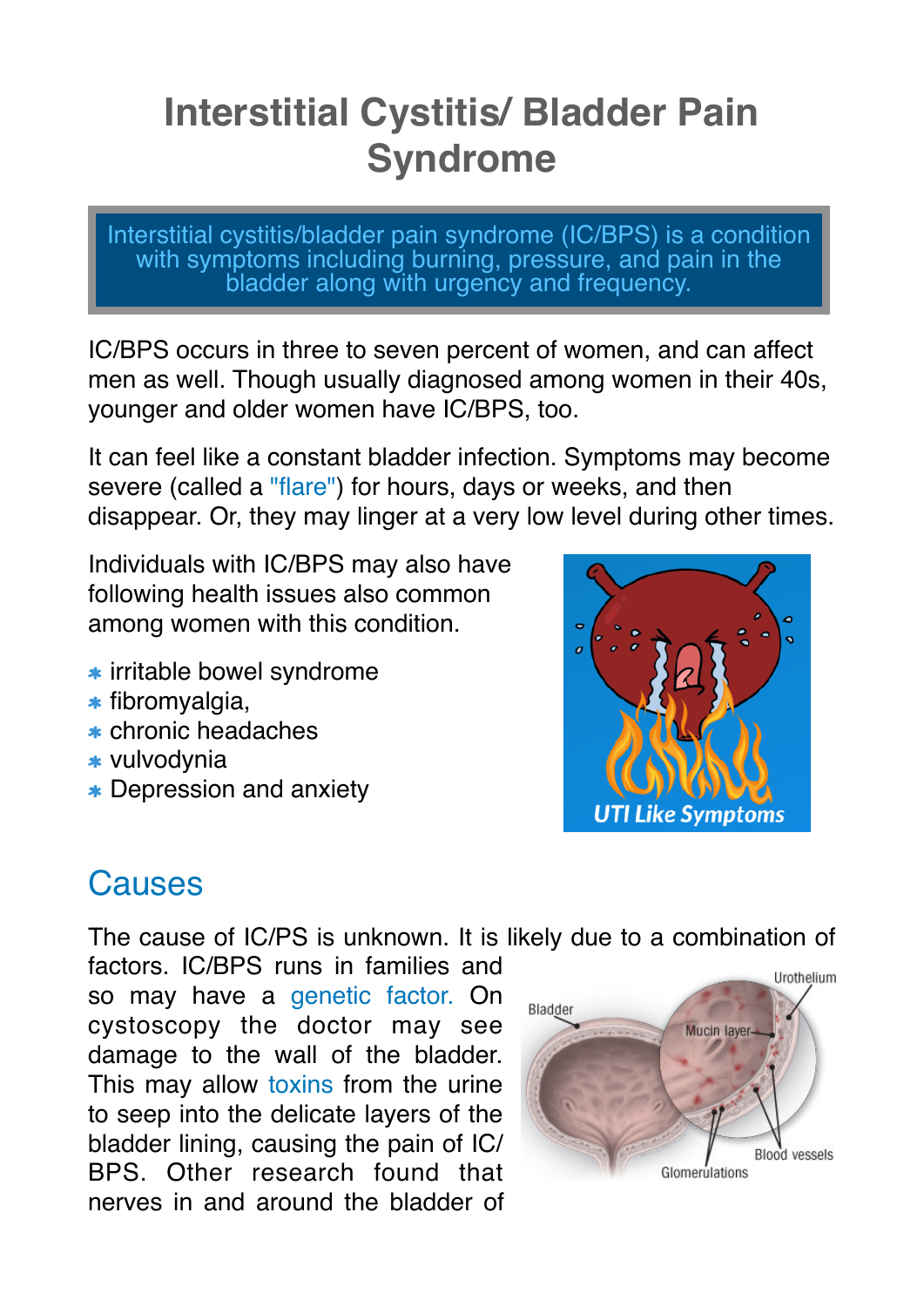# Interstitial Cystitis/ Bladder Pain Syndrome

Interstitial cystitis/bladder pain syndrome (IC/BPS) is a condition with symptoms including burning, pressure, and pain in the bladder along with urgency and frequency.

IC/BPS occurs in three to seven percent of women, and can affect men as well. Though usually diagnosed among women in their 40s, younger and older women have IC/BPS, too.

It can feel like a constant bladder infection. Symptoms may become severe (called a "flare") for hours, days or weeks, and then disappear. Or, they may linger at a very low level during other times.

Individuals with IC/BPS may also have following health issues also common among women with this condition.

- irritable bowel syndrome
- fibromyalgia,
- chronic headaches
- vulvodynia
- Depression and anxiety

## Causes

The cause of IC/PS is unknown. It is likely due to a combination of factors. IC/BPS runs in families and so may have a genetic factor. On cystoscopy the doctor may see damage to the wall of the bladder. This may allow toxins from the urine to seep into the delicate layers of the bladder lining, causing the pain of IC/BPS. Other research found that nerves in and around the bladder of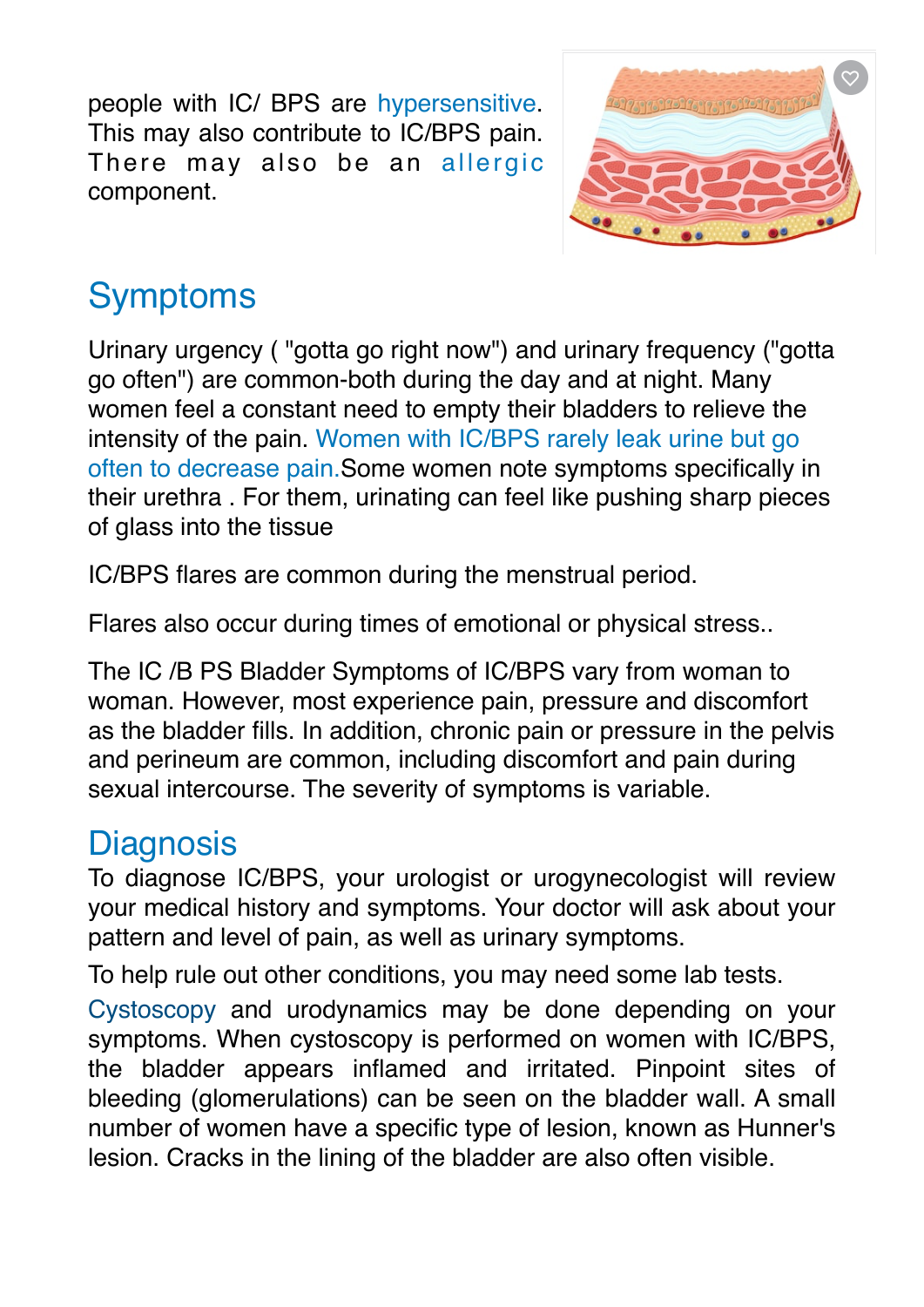people with IC/ BPS are hypersensitive. This may also contribute to IC/BPS pain. There may also be an allergic component.

## Symptoms

Urinary urgency ( "gotta go right now") and urinary frequency ("gotta go often") are common-both during the day and at night. Many women feel a constant need to empty their bladders to relieve the intensity of the pain. Women with IC/BPS rarely leak urine but go often to decrease pain.Some women note symptoms specifically in their urethra . For them, urinating can feel like pushing sharp pieces of glass into the tissue

IC/BPS flares are common during the menstrual period.

Flares also occur during times of emotional or physical stress..

The IC /B PS Bladder Symptoms of IC/BPS vary from woman to woman. However, most experience pain, pressure and discomfort as the bladder fills. In addition, chronic pain or pressure in the pelvis and perineum are common, including discomfort and pain during sexual intercourse. The severity of symptoms is variable.

## Diagnosis

To diagnose IC/BPS, your urologist or urogynecologist will review your medical history and symptoms. Your doctor will ask about your pattern and level of pain, as well as urinary symptoms.

To help rule out other conditions, you may need some lab tests.

Cystoscopy and urodynamics may be done depending on your symptoms. When cystoscopy is performed on women with IC/BPS, the bladder appears inflamed and irritated. Pinpoint sites of bleeding (glomerulations) can be seen on the bladder wall. A small number of women have a specific type of lesion, known as Hunner's lesion. Cracks in the lining of the bladder are also often visible.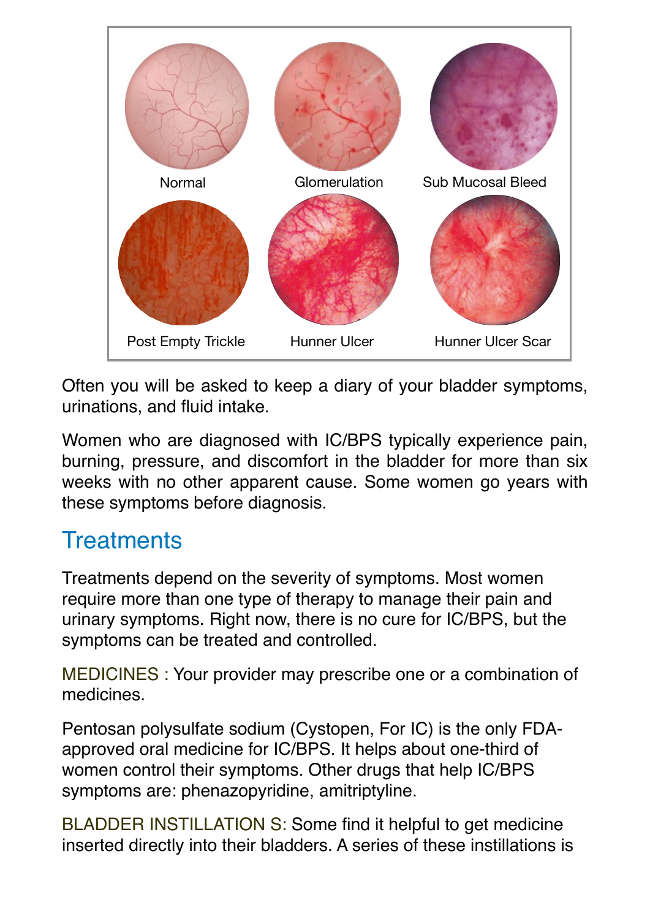Normal

Glomerulation

Sub Mucosal Bleed

Post Empty Trickle

Hunner Ulcer

Hunner Ulcer Scar

Often you will be asked to keep a diary of your bladder symptoms, urinations, and fluid intake.

Women who are diagnosed with IC/BPS typically experience pain, burning, pressure, and discomfort in the bladder for more than six weeks with no other apparent cause. Some women go years with these symptoms before diagnosis.

## Treatments

Treatments depend on the severity of symptoms. Most women require more than one type of therapy to manage their pain and urinary symptoms. Right now, there is no cure for IC/BPS, but the symptoms can be treated and controlled.

MEDICINES : Your provider may prescribe one or a combination of medicines.

Pentosan polysulfate sodium (Cystopen, For IC) is the only FDA-approved oral medicine for IC/BPS. It helps about one-third of women control their symptoms. Other drugs that help IC/BPS symptoms are: phenazopyridine, amitriptyline.

BLADDER INSTILLATION S: Some find it helpful to get medicine inserted directly into their bladders. A series of these instillations is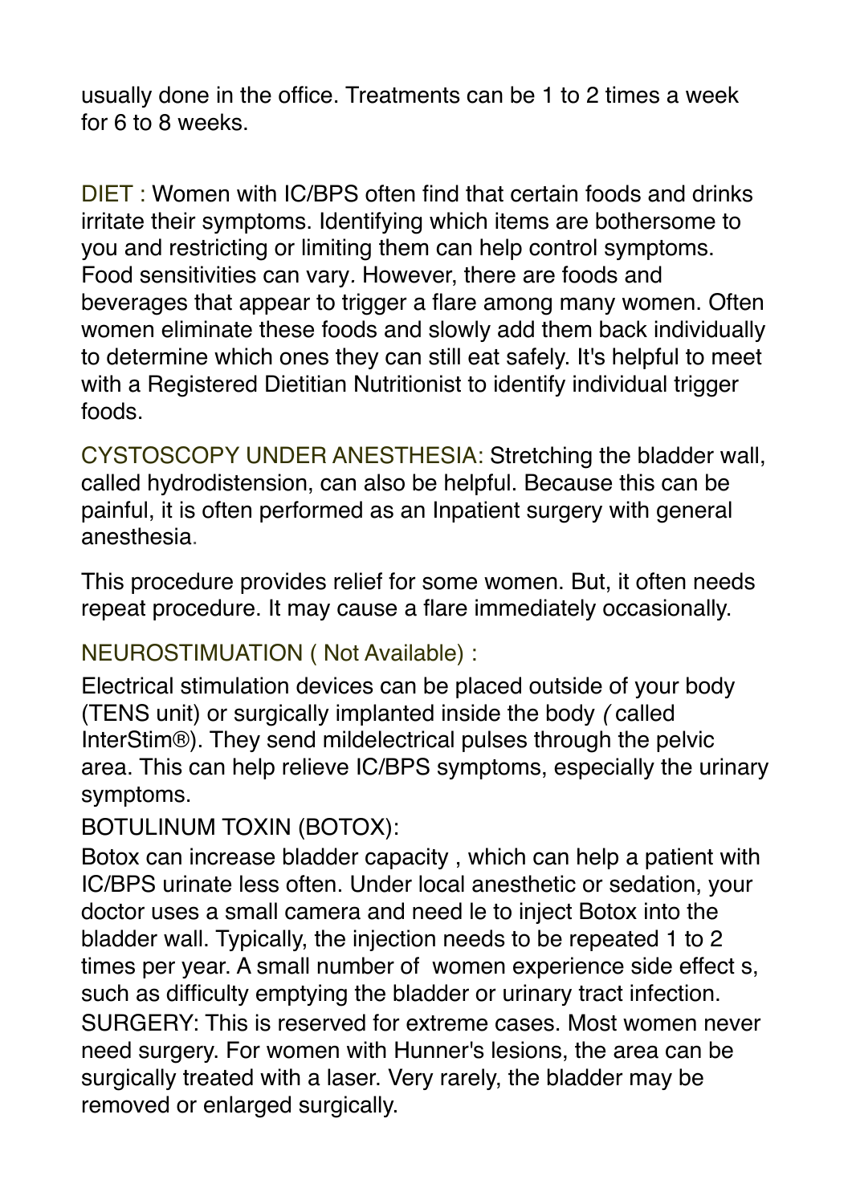usually done in the office. Treatments can be 1 to 2 times a week for 6 to 8 weeks.

DIET : Women with IC/BPS often find that certain foods and drinks irritate their symptoms. Identifying which items are bothersome to you and restricting or limiting them can help control symptoms. Food sensitivities can vary. However, there are foods and beverages that appear to trigger a flare among many women. Often women eliminate these foods and slowly add them back individually to determine which ones they can still eat safely. It's helpful to meet with a Registered Dietitian Nutritionist to identify individual trigger foods.

CYSTOSCOPY UNDER ANESTHESIA: Stretching the bladder wall, called hydrodistension, can also be helpful. Because this can be painful, it is often performed as an Inpatient surgery with general anesthesia.

This procedure provides relief for some women. But, it often needs repeat procedure. It may cause a flare immediately occasionally.

NEUROSTIMUATION ( Not Available) :

Electrical stimulation devices can be placed outside of your body (TENS unit) or surgically implanted inside the body *(* called InterStim®). They send mildelectrical pulses through the pelvic area. This can help relieve IC/BPS symptoms, especially the urinary symptoms.

BOTULINUM TOXIN (BOTOX):

Botox can increase bladder capacity , which can help a patient with IC/BPS urinate less often. Under local anesthetic or sedation, your doctor uses a small camera and need le to inject Botox into the bladder wall. Typically, the injection needs to be repeated 1 to 2 times per year. A small number of women experience side effect s, such as difficulty emptying the bladder or urinary tract infection.

SURGERY: This is reserved for extreme cases. Most women never need surgery. For women with Hunner's lesions, the area can be surgically treated with a laser. Very rarely, the bladder may be removed or enlarged surgically.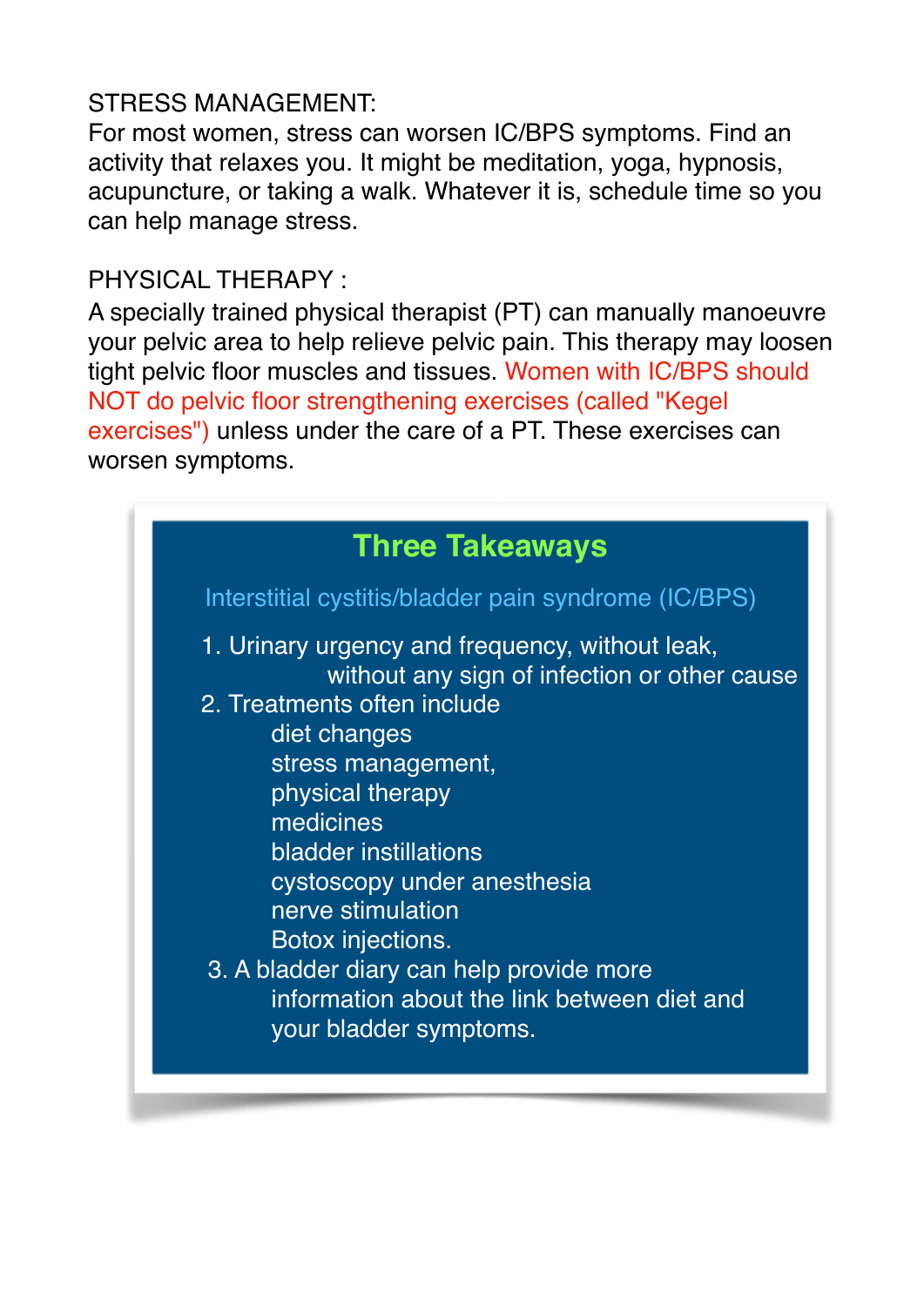STRESS MANAGEMENT:

For most women, stress can worsen IC/BPS symptoms. Find an activity that relaxes you. It might be meditation, yoga, hypnosis, acupuncture, or taking a walk. Whatever it is, schedule time so you can help manage stress.

PHYSICAL THERAPY :

A specially trained physical therapist (PT) can manually manoeuvre your pelvic area to help relieve pelvic pain. This therapy may loosen tight pelvic floor muscles and tissues. Women with IC/BPS should NOT do pelvic floor strengthening exercises (called "Kegel exercises") unless under the care of a PT. These exercises can worsen symptoms.

## Three Takeaways

Interstitial cystitis/bladder pain syndrome (IC/BPS)

1. Urinary urgency and frequency, without leak, without any sign of infection or other cause
2. Treatments often include
   - diet changes
   - stress management,
   - physical therapy
   - medicines
   - bladder instillations
   - cystoscopy under anesthesia
   - nerve stimulation
   - Botox injections.
3. A bladder diary can help provide more information about the link between diet and your bladder symptoms.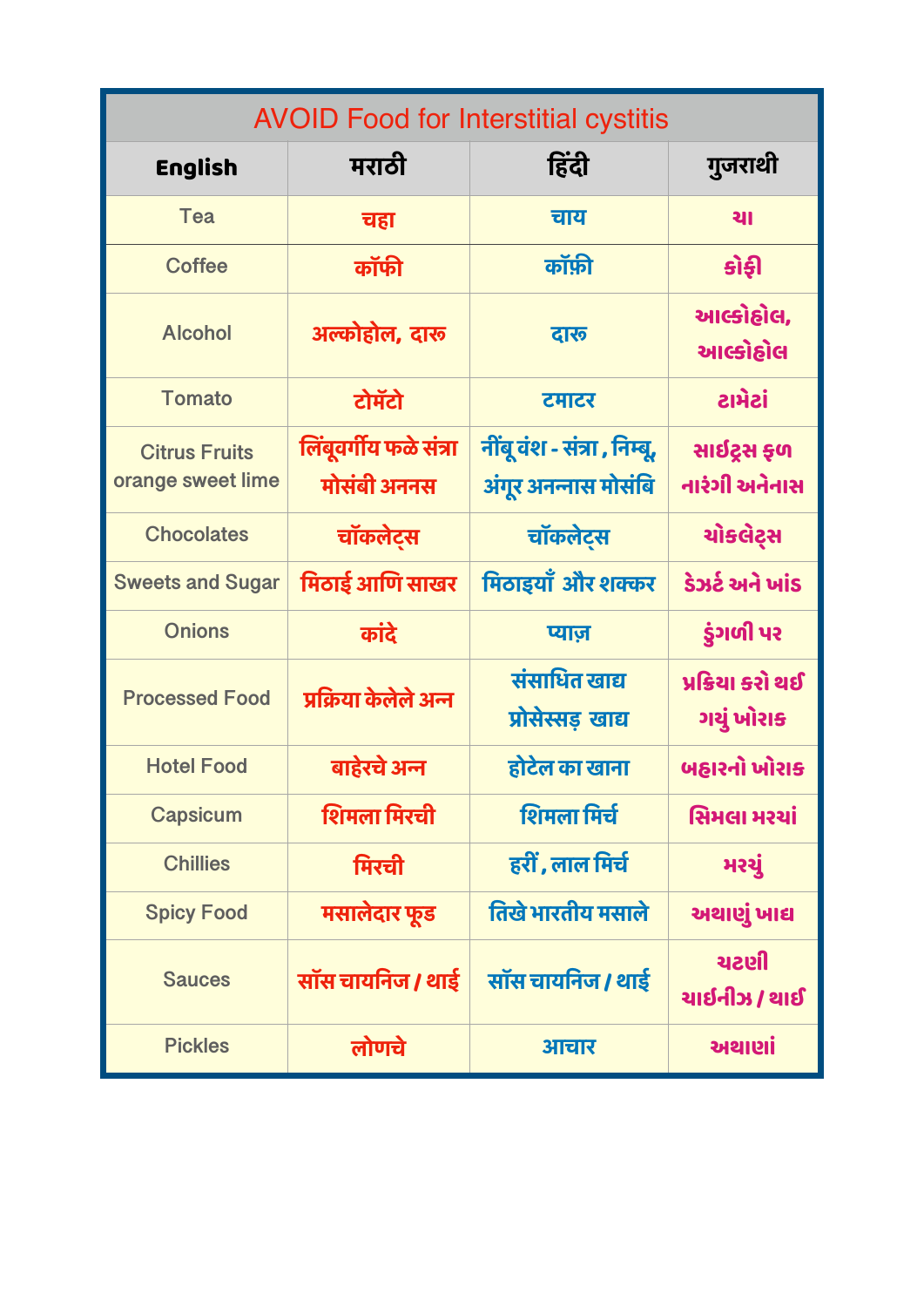| AVOID Food for Interstitial cystitis | | | |
|---|---|---|---|
| **English** | **मराठी** | **हिंदी** | **ગુજરાથી** |
| Tea | चहा | चाय | ચા |
| Coffee | कॉफी | कॉफ़ी | કોફી |
| Alcohol | अल्कोहोल, दारू | दारू | આલ્કોહોલ, આલ્કોહોલ |
| Tomato | टोमॅटो | टमाटर | ટામેટાં |
| Citrus Fruits orange sweet lime | लिंबूवर्गीय फळे संत्रा मोसंबी अननस | नींबू वंश - संत्रा , निम्बू, अंगूर अनन्नास मोसंबि | સાઈટ્રસ ફળ નારંગી અનેનાસ |
| Chocolates | चॉकलेट्स | चॉकलेट्स | ચોકલેટ્સ |
| Sweets and Sugar | मिठाई आणि साखर | मिठाइयाँ और शक्कर | ડેઝર્ટ અને ખાંડ |
| Onions | कांदे | प्याज़ | ડુંગળી પર |
| Processed Food | प्रक्रिया केलेले अन्न | संसाधित खाद्य प्रोसेस्सड़ खाद्य | પ્રક્રિયા કરો થઈ ગયું ખોરાક |
| Hotel Food | बाहेरचे अन्न | होटेल का खाना | બહારનો ખોરાક |
| Capsicum | शिमला मिरची | शिमला मिर्च | સિમલા મરચાં |
| Chillies | मिरची | हरीं , लाल मिर्च | મરચું |
| Spicy Food | मसालेदार फूड | तिखे भारतीय मसाले | અથાણું ખાદ્ય |
| Sauces | सॉस चायनिज / थाई | सॉस चायनिज / थाई | ચટણી ચાઈનીઝ / થાઈ |
| Pickles | लोणचे | आचार | અથાણાં |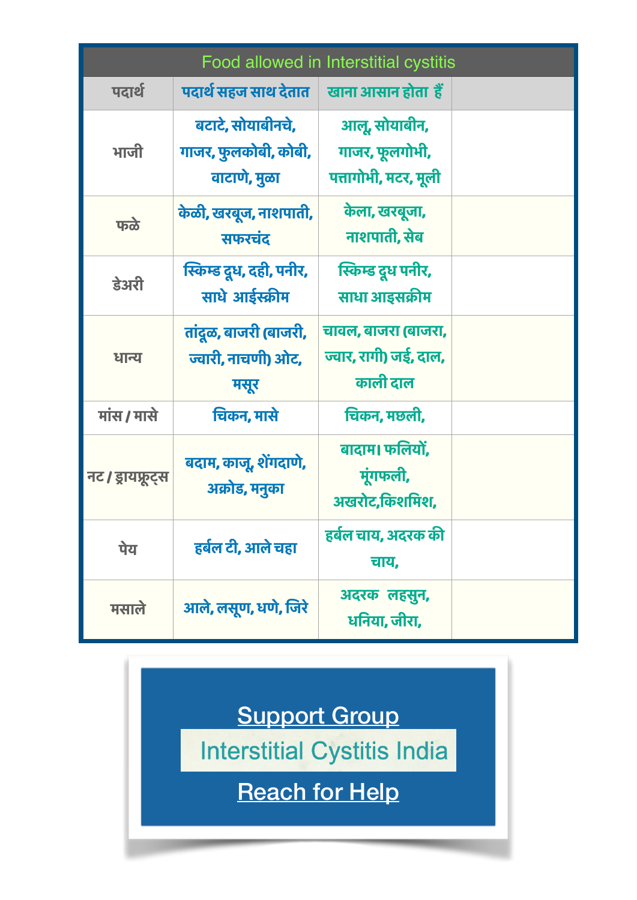| Food allowed in Interstitial cystitis | | | |
|---|---|---|---|
| पदार्थ | पदार्थ सहज साथ देतात | खाना आसान होता हैं | |
| भाजी | बटाटे, सोयाबीनचे, गाजर, फुलकोबी, कोबी, वाटाणे, मुळा | आलू, सोयाबीन, गाजर, फूलगोभी, पत्तागोभी, मटर, मूली | |
| फळे | केळी, खरबूज, नाशपाती, सफरचंद | केला, खरबूजा, नाशपाती, सेब | |
| डेअरी | स्किम्ड दूध, दही, पनीर, साधे आईस्क्रीम | स्किम्ड दूध पनीर, साधा आइसक्रीम | |
| धान्य | तांदूळ, बाजरी (बाजरी, ज्वारी, नाचणी) ओट, मसूर | चावल, बाजरा (बाजरा, ज्वार, रागी) जई, दाल, काली दाल | |
| मांस / मासे | चिकन, मासे | चिकन, मछली, | |
| नट / ड्रायफ्रूट्स | बदाम, काजू, शेंगदाणे, अक्रोड, मनुका | बादाम। फलियों, मूंगफली, अखरोट,किशमिश, | |
| पेय | हर्बल टी, आले चहा | हर्बल चाय, अदरक की चाय, | |
| मसाले | आले, लसूण, धणे, जिरे | अदरक लहसुन, धनिया, जीरा, | |

Support Group

Interstitial Cystitis India

Reach for Help